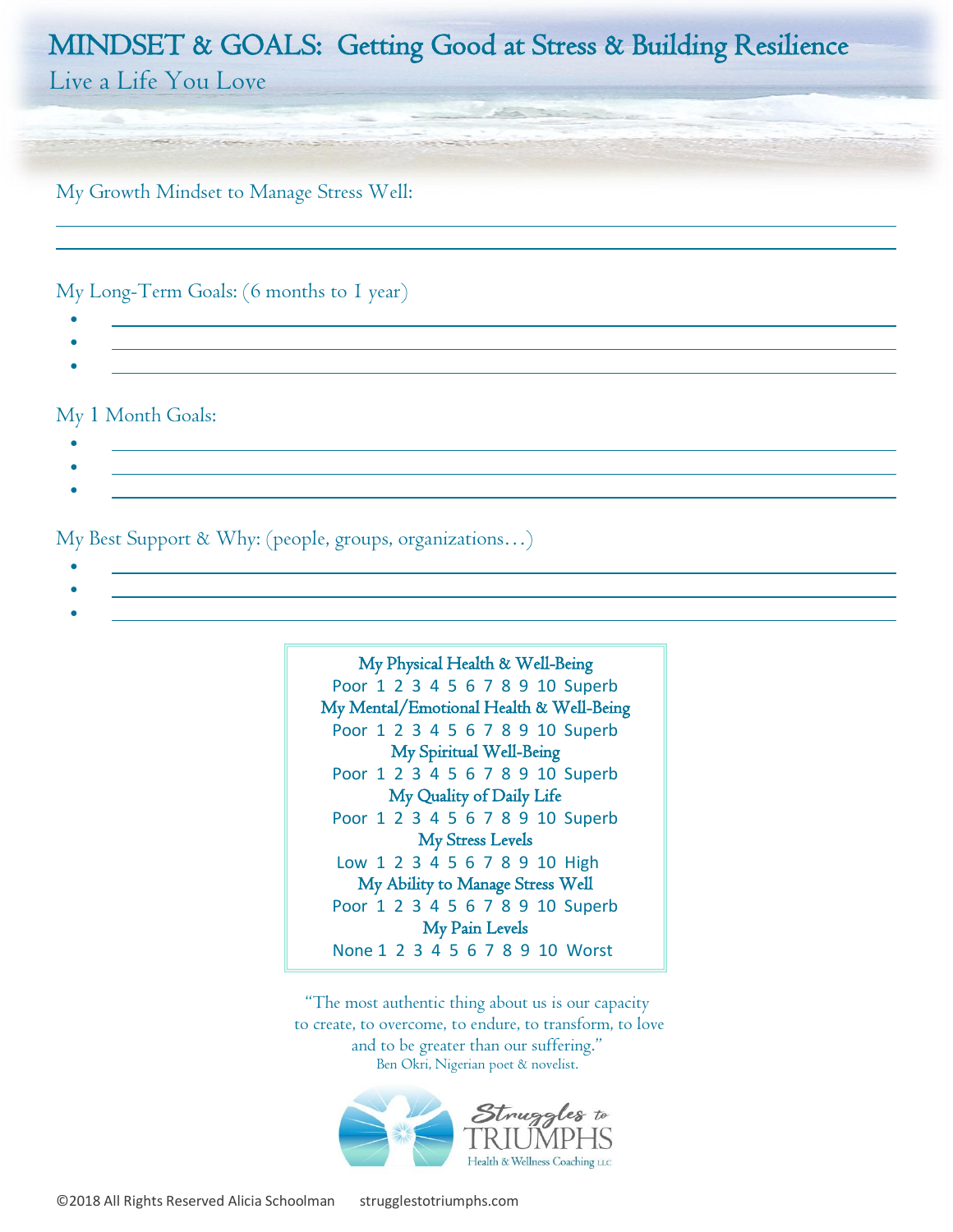# MINDSET & GOALS: Getting Good at Stress & Building Resilience

## Live a Life You Love

My Growth Mindset to Manage Stress Well:

\_\_\_\_\_\_\_\_\_\_\_\_\_\_\_\_\_\_\_\_\_\_\_\_\_\_\_\_\_\_\_\_\_\_\_\_\_\_\_\_\_\_\_\_\_\_\_\_\_\_\_\_\_\_\_\_\_\_\_\_\_\_\_\_\_\_\_\_\_\_\_\_\_\_\_\_\_\_

\_\_\_\_\_\_\_\_\_\_\_\_\_\_\_\_\_\_\_\_\_\_\_\_\_\_\_\_\_\_\_\_\_\_\_\_\_\_\_\_\_\_\_\_\_\_\_\_\_\_\_\_\_\_\_\_\_\_\_\_\_\_\_\_\_\_\_\_\_\_\_\_\_\_\_\_\_\_

My Long-Term Goals: (6 months to 1 year)

- \_\_\_\_\_\_\_\_\_\_\_\_\_\_\_\_\_\_\_\_\_\_\_\_\_\_\_\_\_\_\_\_\_\_\_\_\_\_\_\_\_\_\_\_\_\_\_\_\_\_\_\_\_\_\_\_\_\_\_\_\_\_\_\_\_\_\_\_\_\_\_\_\_\_
- \_\_\_\_\_\_\_\_\_\_\_\_\_\_\_\_\_\_\_\_\_\_\_\_\_\_\_\_\_\_\_\_\_\_\_\_\_\_\_\_\_\_\_\_\_\_\_\_\_\_\_\_\_\_\_\_\_\_\_\_\_\_\_\_\_\_\_\_\_\_\_\_\_\_
- \_\_\_\_\_\_\_\_\_\_\_\_\_\_\_\_\_\_\_\_\_\_\_\_\_\_\_\_\_\_\_\_\_\_\_\_\_\_\_\_\_\_\_\_\_\_\_\_\_\_\_\_\_\_\_\_\_\_\_\_\_\_\_\_\_\_\_\_\_\_\_\_\_\_

My 1 Month Goals:

- \_\_\_\_\_\_\_\_\_\_\_\_\_\_\_\_\_\_\_\_\_\_\_\_\_\_\_\_\_\_\_\_\_\_\_\_\_\_\_\_\_\_\_\_\_\_\_\_\_\_\_\_\_\_\_\_\_\_\_\_\_\_\_\_\_\_\_\_\_\_\_\_\_\_
- \_\_\_\_\_\_\_\_\_\_\_\_\_\_\_\_\_\_\_\_\_\_\_\_\_\_\_\_\_\_\_\_\_\_\_\_\_\_\_\_\_\_\_\_\_\_\_\_\_\_\_\_\_\_\_\_\_\_\_\_\_\_\_\_\_\_\_\_\_\_\_\_\_\_
- \_\_\_\_\_\_\_\_\_\_\_\_\_\_\_\_\_\_\_\_\_\_\_\_\_\_\_\_\_\_\_\_\_\_\_\_\_\_\_\_\_\_\_\_\_\_\_\_\_\_\_\_\_\_\_\_\_\_\_\_\_\_\_\_\_\_\_\_\_\_\_\_\_\_

My Best Support & Why: (people, groups, organizations…)

- \_\_\_\_\_\_\_\_\_\_\_\_\_\_\_\_\_\_\_\_\_\_\_\_\_\_\_\_\_\_\_\_\_\_\_\_\_\_\_\_\_\_\_\_\_\_\_\_\_\_\_\_\_\_\_\_\_\_\_\_\_\_\_\_\_\_\_\_\_\_\_\_\_\_
- \_\_\_\_\_\_\_\_\_\_\_\_\_\_\_\_\_\_\_\_\_\_\_\_\_\_\_\_\_\_\_\_\_\_\_\_\_\_\_\_\_\_\_\_\_\_\_\_\_\_\_\_\_\_\_\_\_\_\_\_\_\_\_\_\_\_\_\_\_\_\_\_\_\_
- \_\_\_\_\_\_\_\_\_\_\_\_\_\_\_\_\_\_\_\_\_\_\_\_\_\_\_\_\_\_\_\_\_\_\_\_\_\_\_\_\_\_\_\_\_\_\_\_\_\_\_\_\_\_\_\_\_\_\_\_\_\_\_\_\_\_\_\_\_\_\_\_\_\_

**My Physical Health & Well-Being**
Poor 1 2 3 4 5 6 7 8 9 10 Superb

**My Mental/Emotional Health & Well-Being**
Poor 1 2 3 4 5 6 7 8 9 10 Superb

**My Spiritual Well-Being**
Poor 1 2 3 4 5 6 7 8 9 10 Superb

**My Quality of Daily Life**
Poor 1 2 3 4 5 6 7 8 9 10 Superb

**My Stress Levels**
Low 1 2 3 4 5 6 7 8 9 10 High

**My Ability to Manage Stress Well**
Poor 1 2 3 4 5 6 7 8 9 10 Superb

**My Pain Levels**
None 1 2 3 4 5 6 7 8 9 10 Worst

"The most authentic thing about us is our capacity to create, to overcome, to endure, to transform, to love and to be greater than our suffering."
Ben Okri, Nigerian poet & novelist.

Struggles to TRIUMPHS
Health & Wellness Coaching LLC

©2018 All Rights Reserved Alicia Schoolman strugglestotriumphs.com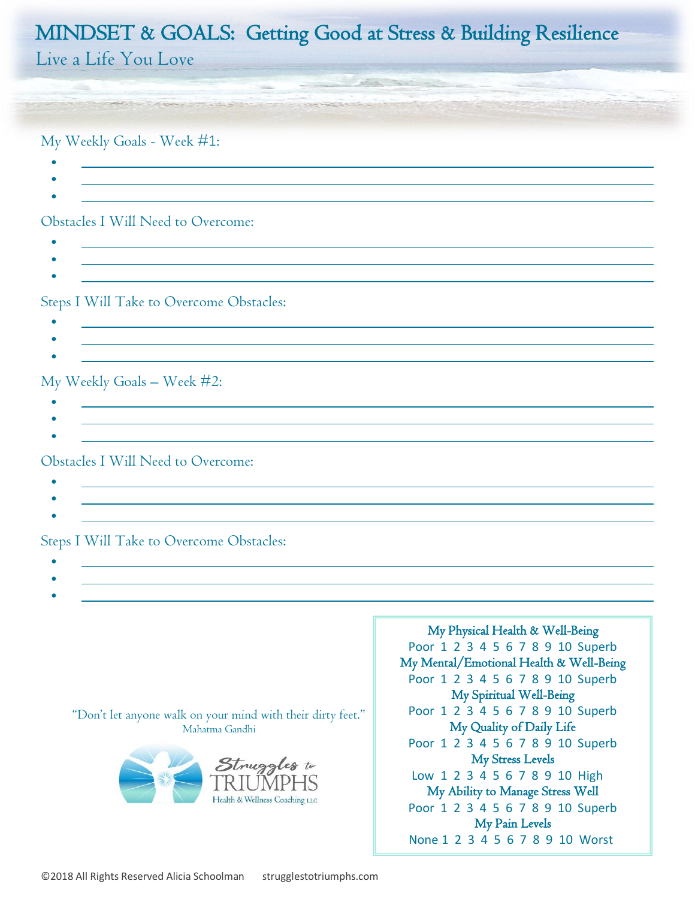# MINDSET & GOALS: Getting Good at Stress & Building Resilience

## Live a Life You Love

### My Weekly Goals - Week #1:

- ______________________________
- ______________________________
- ______________________________

### Obstacles I Will Need to Overcome:

- ______________________________
- ______________________________
- ______________________________

### Steps I Will Take to Overcome Obstacles:

- ______________________________
- ______________________________
- ______________________________

### My Weekly Goals – Week #2:

- ______________________________
- ______________________________
- ______________________________

### Obstacles I Will Need to Overcome:

- ______________________________
- ______________________________
- ______________________________

### Steps I Will Take to Overcome Obstacles:

- ______________________________
- ______________________________
- ______________________________

"Don't let anyone walk on your mind with their dirty feet."
Mahatma Gandhi

Struggles to TRIUMPHS
Health & Wellness Coaching LLC

**My Physical Health & Well-Being**
Poor 1 2 3 4 5 6 7 8 9 10 Superb

**My Mental/Emotional Health & Well-Being**
Poor 1 2 3 4 5 6 7 8 9 10 Superb

**My Spiritual Well-Being**
Poor 1 2 3 4 5 6 7 8 9 10 Superb

**My Quality of Daily Life**
Poor 1 2 3 4 5 6 7 8 9 10 Superb

**My Stress Levels**
Low 1 2 3 4 5 6 7 8 9 10 High

**My Ability to Manage Stress Well**
Poor 1 2 3 4 5 6 7 8 9 10 Superb

**My Pain Levels**
None 1 2 3 4 5 6 7 8 9 10 Worst

©2018 All Rights Reserved Alicia Schoolman strugglestotriumphs.com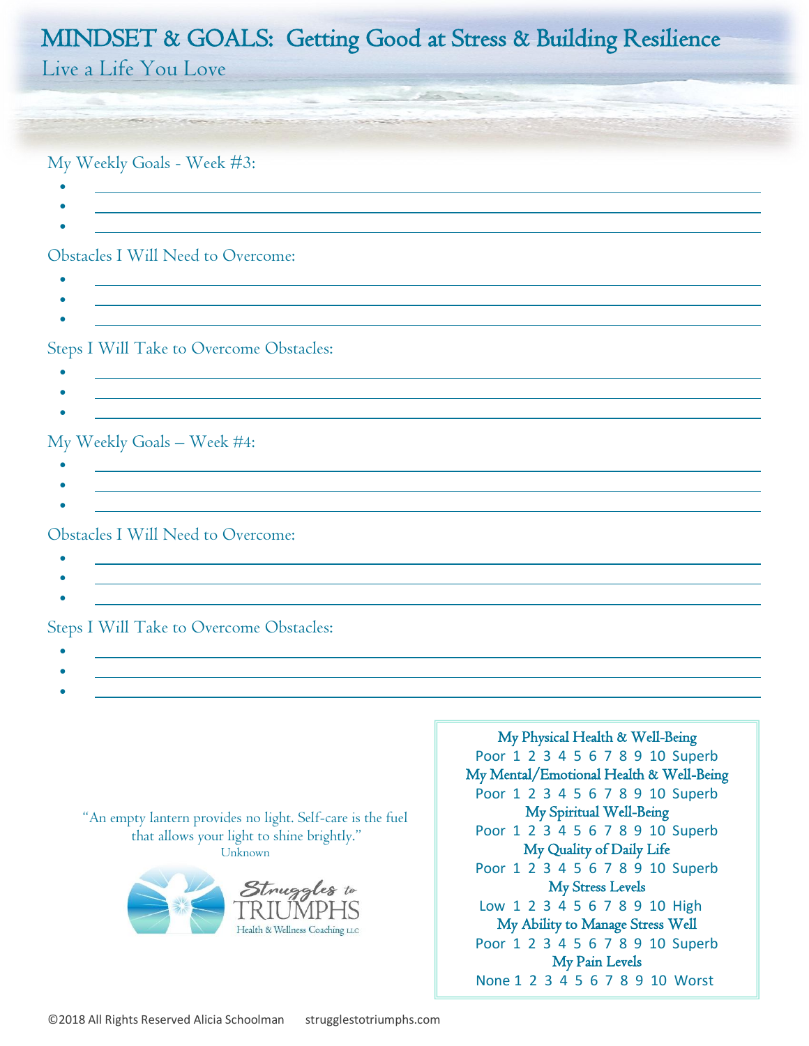# MINDSET & GOALS: Getting Good at Stress & Building Resilience

## Live a Life You Love

### My Weekly Goals - Week #3:

- 
- 
- 

### Obstacles I Will Need to Overcome:

- 
- 
- 

### Steps I Will Take to Overcome Obstacles:

- 
- 
- 

### My Weekly Goals – Week #4:

- 
- 
- 

### Obstacles I Will Need to Overcome:

- 
- 
- 

### Steps I Will Take to Overcome Obstacles:

- 
- 
- 

"An empty lantern provides no light. Self-care is the fuel that allows your light to shine brightly."
Unknown

Struggles to TRIUMPHS
Health & Wellness Coaching LLC

**My Physical Health & Well-Being**
Poor 1 2 3 4 5 6 7 8 9 10 Superb

**My Mental/Emotional Health & Well-Being**
Poor 1 2 3 4 5 6 7 8 9 10 Superb

**My Spiritual Well-Being**
Poor 1 2 3 4 5 6 7 8 9 10 Superb

**My Quality of Daily Life**
Poor 1 2 3 4 5 6 7 8 9 10 Superb

**My Stress Levels**
Low 1 2 3 4 5 6 7 8 9 10 High

**My Ability to Manage Stress Well**
Poor 1 2 3 4 5 6 7 8 9 10 Superb

**My Pain Levels**
None 1 2 3 4 5 6 7 8 9 10 Worst

©2018 All Rights Reserved Alicia Schoolman strugglestotriumphs.com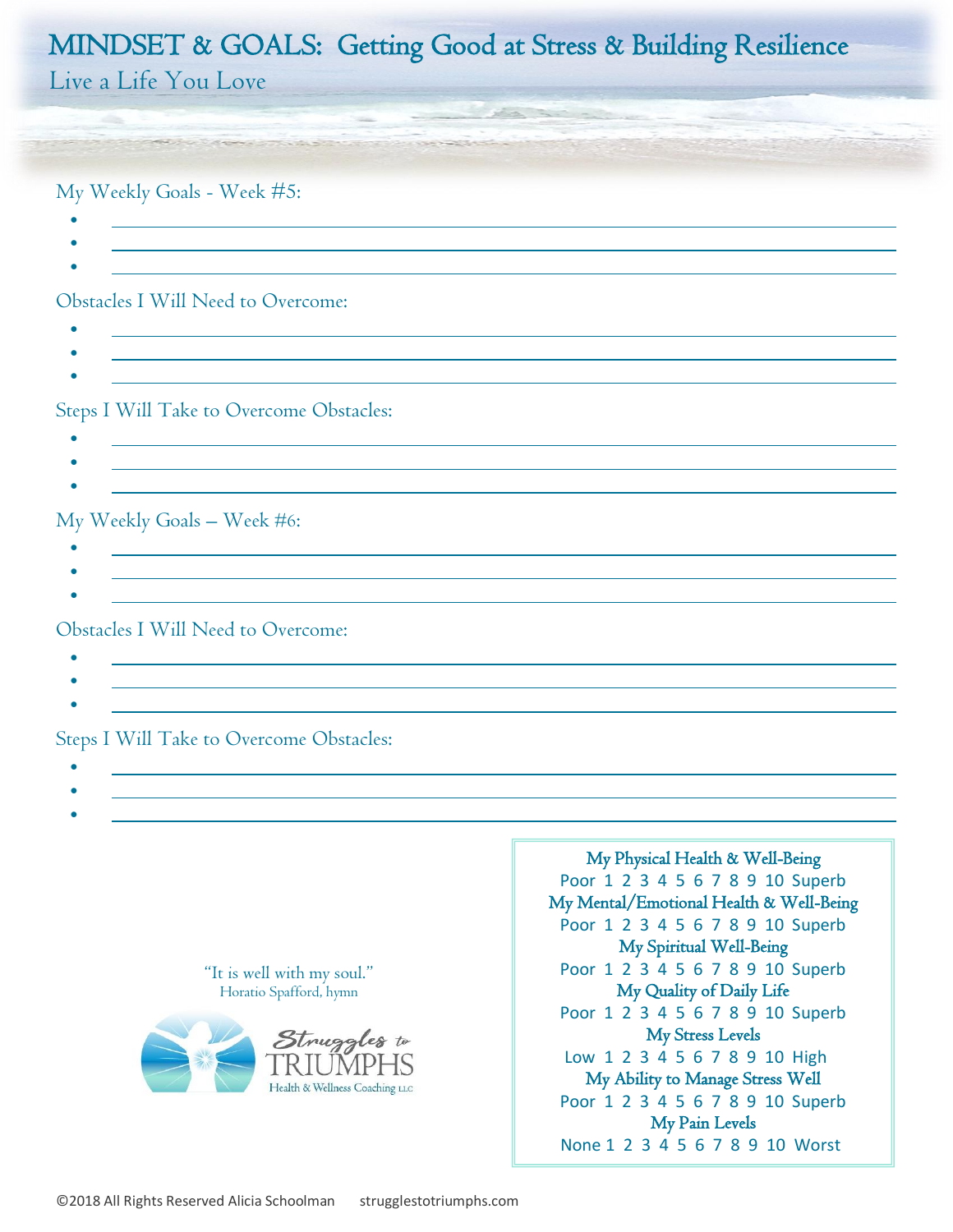# MINDSET & GOALS: Getting Good at Stress & Building Resilience

## Live a Life You Love

My Weekly Goals - Week #5:

- 
- 
- 

Obstacles I Will Need to Overcome:

- 
- 
- 

Steps I Will Take to Overcome Obstacles:

- 
- 
- 

My Weekly Goals – Week #6:

- 
- 
- 

Obstacles I Will Need to Overcome:

- 
- 
- 

Steps I Will Take to Overcome Obstacles:

- 
- 
- 

"It is well with my soul."
Horatio Spafford, hymn

Struggles to TRIUMPHS
Health & Wellness Coaching LLC

**My Physical Health & Well-Being**
Poor 1 2 3 4 5 6 7 8 9 10 Superb

**My Mental/Emotional Health & Well-Being**
Poor 1 2 3 4 5 6 7 8 9 10 Superb

**My Spiritual Well-Being**
Poor 1 2 3 4 5 6 7 8 9 10 Superb

**My Quality of Daily Life**
Poor 1 2 3 4 5 6 7 8 9 10 Superb

**My Stress Levels**
Low 1 2 3 4 5 6 7 8 9 10 High

**My Ability to Manage Stress Well**
Poor 1 2 3 4 5 6 7 8 9 10 Superb

**My Pain Levels**
None 1 2 3 4 5 6 7 8 9 10 Worst

©2018 All Rights Reserved Alicia Schoolman strugglestotriumphs.com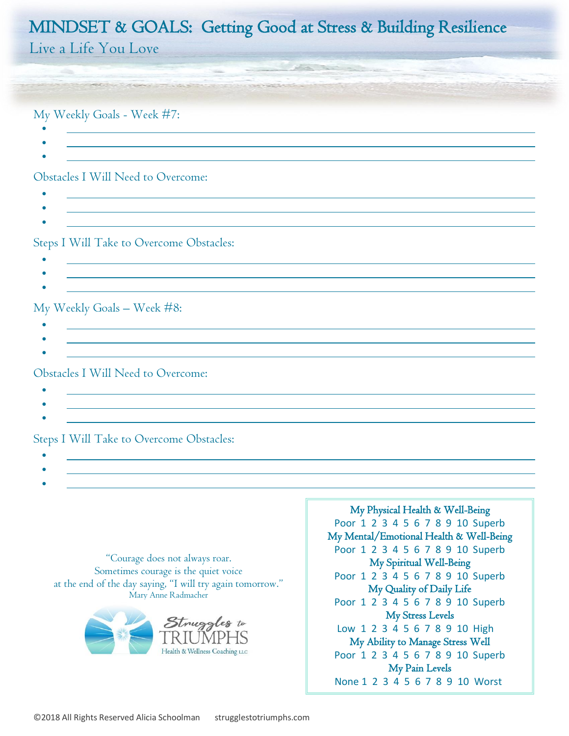# MINDSET & GOALS: Getting Good at Stress & Building Resilience

## Live a Life You Love

### My Weekly Goals - Week #7:

- \_\_\_\_\_\_\_\_\_\_\_\_\_\_\_\_\_\_\_\_\_\_\_\_\_\_\_\_\_\_\_\_\_\_\_\_\_\_\_\_
- \_\_\_\_\_\_\_\_\_\_\_\_\_\_\_\_\_\_\_\_\_\_\_\_\_\_\_\_\_\_\_\_\_\_\_\_\_\_\_\_
- \_\_\_\_\_\_\_\_\_\_\_\_\_\_\_\_\_\_\_\_\_\_\_\_\_\_\_\_\_\_\_\_\_\_\_\_\_\_\_\_

### Obstacles I Will Need to Overcome:

- \_\_\_\_\_\_\_\_\_\_\_\_\_\_\_\_\_\_\_\_\_\_\_\_\_\_\_\_\_\_\_\_\_\_\_\_\_\_\_\_
- \_\_\_\_\_\_\_\_\_\_\_\_\_\_\_\_\_\_\_\_\_\_\_\_\_\_\_\_\_\_\_\_\_\_\_\_\_\_\_\_
- \_\_\_\_\_\_\_\_\_\_\_\_\_\_\_\_\_\_\_\_\_\_\_\_\_\_\_\_\_\_\_\_\_\_\_\_\_\_\_\_

### Steps I Will Take to Overcome Obstacles:

- \_\_\_\_\_\_\_\_\_\_\_\_\_\_\_\_\_\_\_\_\_\_\_\_\_\_\_\_\_\_\_\_\_\_\_\_\_\_\_\_
- \_\_\_\_\_\_\_\_\_\_\_\_\_\_\_\_\_\_\_\_\_\_\_\_\_\_\_\_\_\_\_\_\_\_\_\_\_\_\_\_
- \_\_\_\_\_\_\_\_\_\_\_\_\_\_\_\_\_\_\_\_\_\_\_\_\_\_\_\_\_\_\_\_\_\_\_\_\_\_\_\_

### My Weekly Goals – Week #8:

- \_\_\_\_\_\_\_\_\_\_\_\_\_\_\_\_\_\_\_\_\_\_\_\_\_\_\_\_\_\_\_\_\_\_\_\_\_\_\_\_
- \_\_\_\_\_\_\_\_\_\_\_\_\_\_\_\_\_\_\_\_\_\_\_\_\_\_\_\_\_\_\_\_\_\_\_\_\_\_\_\_
- \_\_\_\_\_\_\_\_\_\_\_\_\_\_\_\_\_\_\_\_\_\_\_\_\_\_\_\_\_\_\_\_\_\_\_\_\_\_\_\_

### Obstacles I Will Need to Overcome:

- \_\_\_\_\_\_\_\_\_\_\_\_\_\_\_\_\_\_\_\_\_\_\_\_\_\_\_\_\_\_\_\_\_\_\_\_\_\_\_\_
- \_\_\_\_\_\_\_\_\_\_\_\_\_\_\_\_\_\_\_\_\_\_\_\_\_\_\_\_\_\_\_\_\_\_\_\_\_\_\_\_
- \_\_\_\_\_\_\_\_\_\_\_\_\_\_\_\_\_\_\_\_\_\_\_\_\_\_\_\_\_\_\_\_\_\_\_\_\_\_\_\_

### Steps I Will Take to Overcome Obstacles:

- \_\_\_\_\_\_\_\_\_\_\_\_\_\_\_\_\_\_\_\_\_\_\_\_\_\_\_\_\_\_\_\_\_\_\_\_\_\_\_\_
- \_\_\_\_\_\_\_\_\_\_\_\_\_\_\_\_\_\_\_\_\_\_\_\_\_\_\_\_\_\_\_\_\_\_\_\_\_\_\_\_
- \_\_\_\_\_\_\_\_\_\_\_\_\_\_\_\_\_\_\_\_\_\_\_\_\_\_\_\_\_\_\_\_\_\_\_\_\_\_\_\_

"Courage does not always roar.
Sometimes courage is the quiet voice
at the end of the day saying, "I will try again tomorrow."
Mary Anne Radmacher

Struggles to TRIUMPHS
Health & Wellness Coaching LLC

**My Physical Health & Well-Being**
Poor 1 2 3 4 5 6 7 8 9 10 Superb

**My Mental/Emotional Health & Well-Being**
Poor 1 2 3 4 5 6 7 8 9 10 Superb

**My Spiritual Well-Being**
Poor 1 2 3 4 5 6 7 8 9 10 Superb

**My Quality of Daily Life**
Poor 1 2 3 4 5 6 7 8 9 10 Superb

**My Stress Levels**
Low 1 2 3 4 5 6 7 8 9 10 High

**My Ability to Manage Stress Well**
Poor 1 2 3 4 5 6 7 8 9 10 Superb

**My Pain Levels**
None 1 2 3 4 5 6 7 8 9 10 Worst

©2018 All Rights Reserved Alicia Schoolman strugglestotriumphs.com